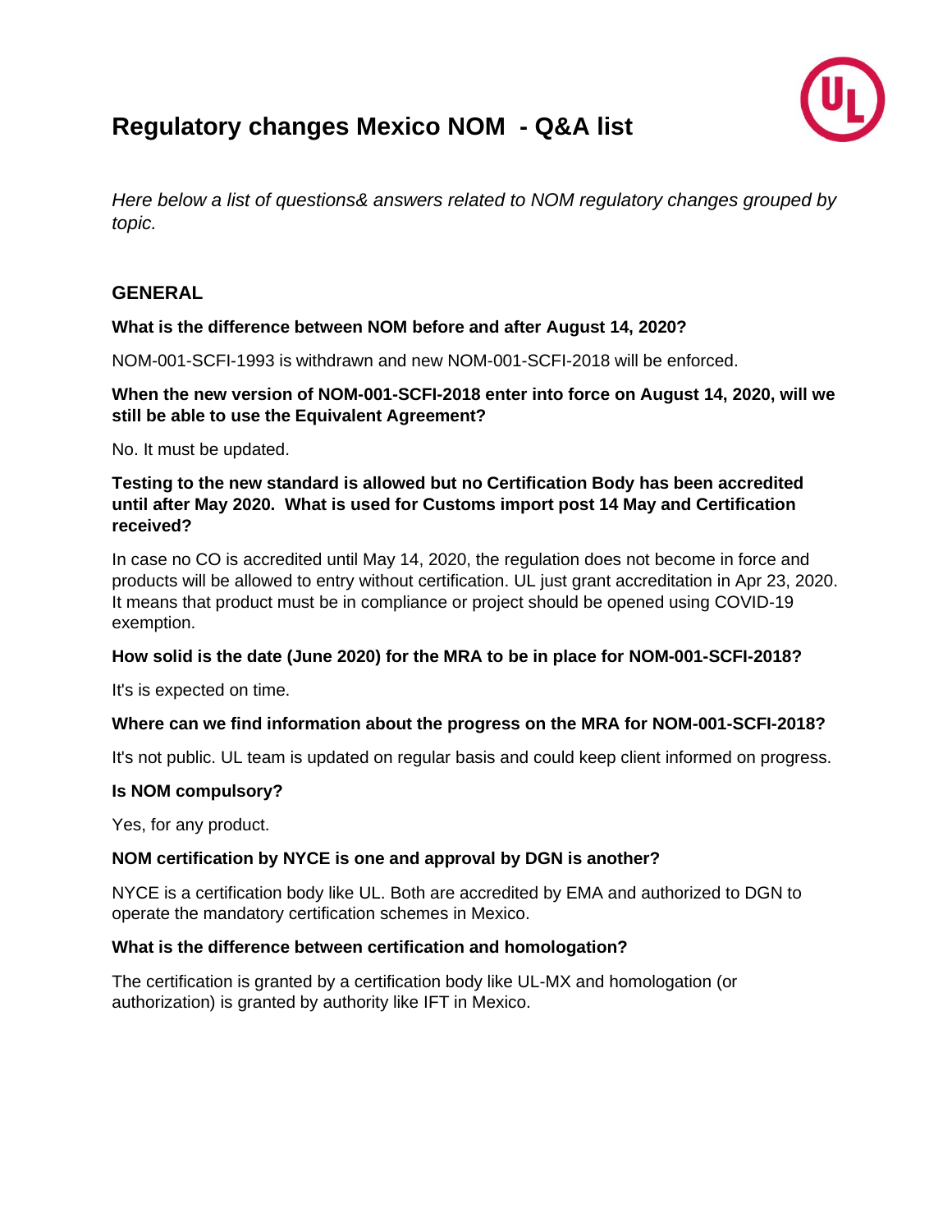# Regulatory changes Mexico NOM - Q&A list

*Here below a list of questions& answers related to NOM regulatory changes grouped by topic.*

## GENERAL

**What is the difference between NOM before and after August 14, 2020?**

NOM-001-SCFI-1993 is withdrawn and new NOM-001-SCFI-2018 will be enforced.

**When the new version of NOM-001-SCFI-2018 enter into force on August 14, 2020, will we still be able to use the Equivalent Agreement?**

No. It must be updated.

**Testing to the new standard is allowed but no Certification Body has been accredited until after May 2020. What is used for Customs import post 14 May and Certification received?**

In case no CO is accredited until May 14, 2020, the regulation does not become in force and products will be allowed to entry without certification. UL just grant accreditation in Apr 23, 2020. It means that product must be in compliance or project should be opened using COVID-19 exemption.

**How solid is the date (June 2020) for the MRA to be in place for NOM-001-SCFI-2018?**

It's is expected on time.

**Where can we find information about the progress on the MRA for NOM-001-SCFI-2018?**

It's not public. UL team is updated on regular basis and could keep client informed on progress.

**Is NOM compulsory?**

Yes, for any product.

**NOM certification by NYCE is one and approval by DGN is another?**

NYCE is a certification body like UL. Both are accredited by EMA and authorized to DGN to operate the mandatory certification schemes in Mexico.

**What is the difference between certification and homologation?**

The certification is granted by a certification body like UL-MX and homologation (or authorization) is granted by authority like IFT in Mexico.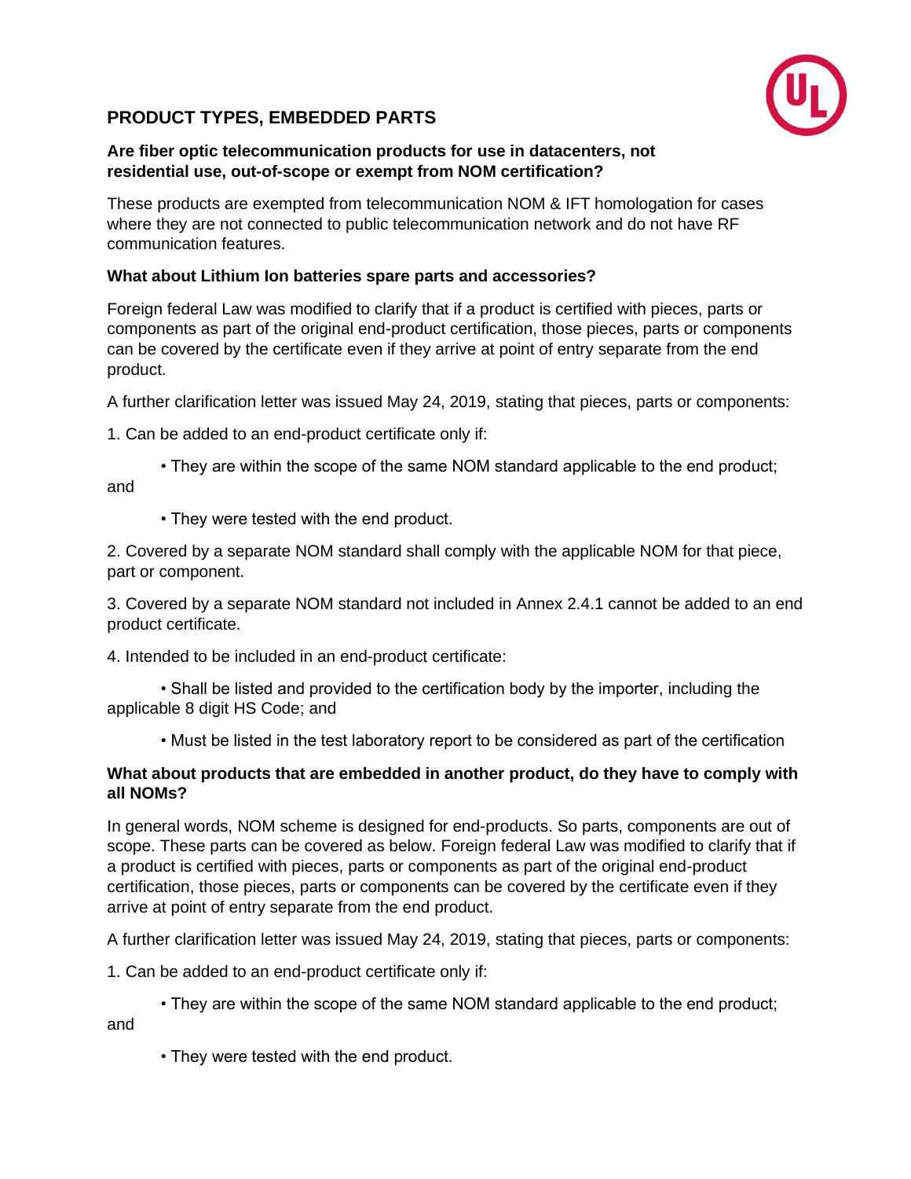## PRODUCT TYPES, EMBEDDED PARTS

**Are fiber optic telecommunication products for use in datacenters, not residential use, out-of-scope or exempt from NOM certification?**

These products are exempted from telecommunication NOM & IFT homologation for cases where they are not connected to public telecommunication network and do not have RF communication features.

**What about Lithium Ion batteries spare parts and accessories?**

Foreign federal Law was modified to clarify that if a product is certified with pieces, parts or components as part of the original end-product certification, those pieces, parts or components can be covered by the certificate even if they arrive at point of entry separate from the end product.

A further clarification letter was issued May 24, 2019, stating that pieces, parts or components:

1. Can be added to an end-product certificate only if:

   • They are within the scope of the same NOM standard applicable to the end product; and

   • They were tested with the end product.

2. Covered by a separate NOM standard shall comply with the applicable NOM for that piece, part or component.

3. Covered by a separate NOM standard not included in Annex 2.4.1 cannot be added to an end product certificate.

4. Intended to be included in an end-product certificate:

   • Shall be listed and provided to the certification body by the importer, including the applicable 8 digit HS Code; and

   • Must be listed in the test laboratory report to be considered as part of the certification

**What about products that are embedded in another product, do they have to comply with all NOMs?**

In general words, NOM scheme is designed for end-products. So parts, components are out of scope. These parts can be covered as below. Foreign federal Law was modified to clarify that if a product is certified with pieces, parts or components as part of the original end-product certification, those pieces, parts or components can be covered by the certificate even if they arrive at point of entry separate from the end product.

A further clarification letter was issued May 24, 2019, stating that pieces, parts or components:

1. Can be added to an end-product certificate only if:

   • They are within the scope of the same NOM standard applicable to the end product; and

   • They were tested with the end product.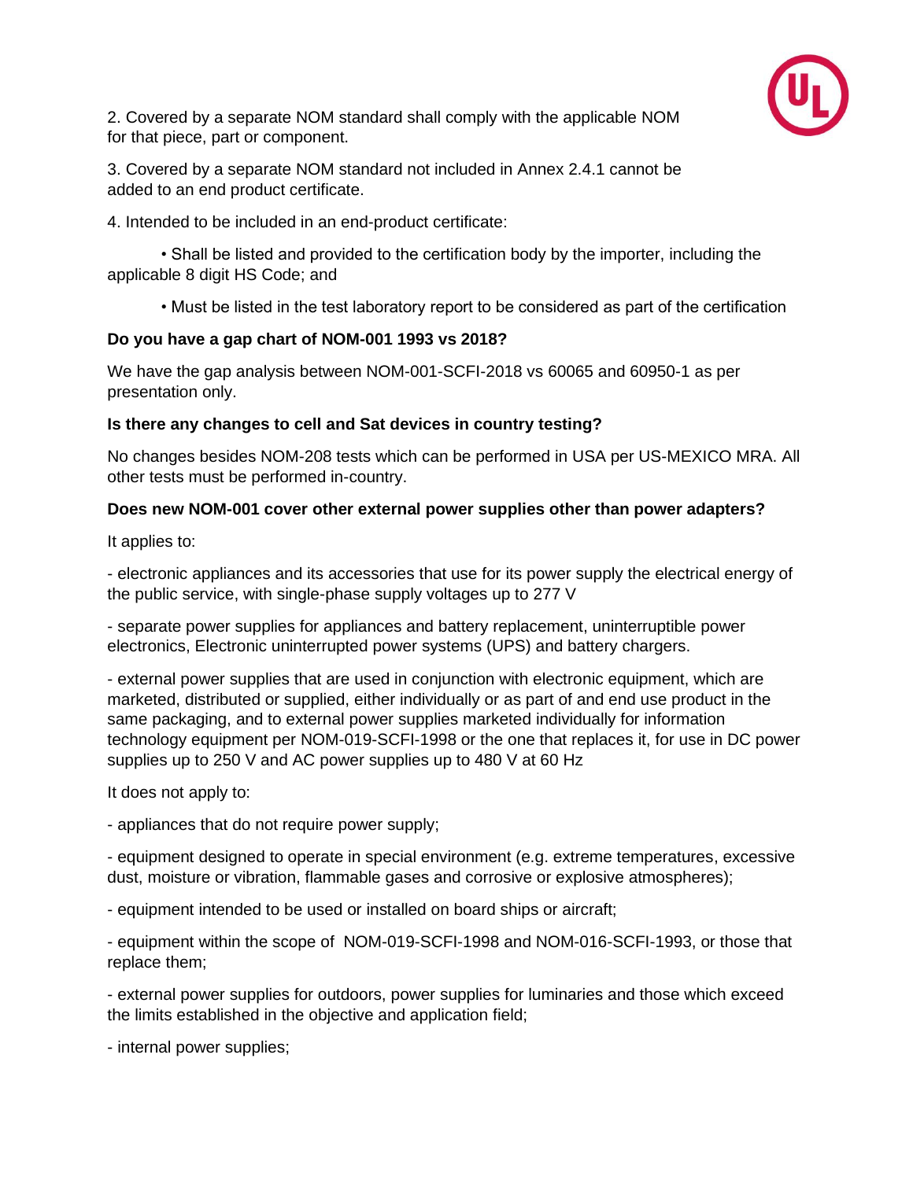2. Covered by a separate NOM standard shall comply with the applicable NOM for that piece, part or component.

3. Covered by a separate NOM standard not included in Annex 2.4.1 cannot be added to an end product certificate.

4. Intended to be included in an end-product certificate:

- Shall be listed and provided to the certification body by the importer, including the applicable 8 digit HS Code; and
- Must be listed in the test laboratory report to be considered as part of the certification

**Do you have a gap chart of NOM-001 1993 vs 2018?**

We have the gap analysis between NOM-001-SCFI-2018 vs 60065 and 60950-1 as per presentation only.

**Is there any changes to cell and Sat devices in country testing?**

No changes besides NOM-208 tests which can be performed in USA per US-MEXICO MRA. All other tests must be performed in-country.

**Does new NOM-001 cover other external power supplies other than power adapters?**

It applies to:

- electronic appliances and its accessories that use for its power supply the electrical energy of the public service, with single-phase supply voltages up to 277 V

- separate power supplies for appliances and battery replacement, uninterruptible power electronics, Electronic uninterrupted power systems (UPS) and battery chargers.

- external power supplies that are used in conjunction with electronic equipment, which are marketed, distributed or supplied, either individually or as part of and end use product in the same packaging, and to external power supplies marketed individually for information technology equipment per NOM-019-SCFI-1998 or the one that replaces it, for use in DC power supplies up to 250 V and AC power supplies up to 480 V at 60 Hz

It does not apply to:

- appliances that do not require power supply;

- equipment designed to operate in special environment (e.g. extreme temperatures, excessive dust, moisture or vibration, flammable gases and corrosive or explosive atmospheres);

- equipment intended to be used or installed on board ships or aircraft;

- equipment within the scope of NOM-019-SCFI-1998 and NOM-016-SCFI-1993, or those that replace them;

- external power supplies for outdoors, power supplies for luminaries and those which exceed the limits established in the objective and application field;

- internal power supplies;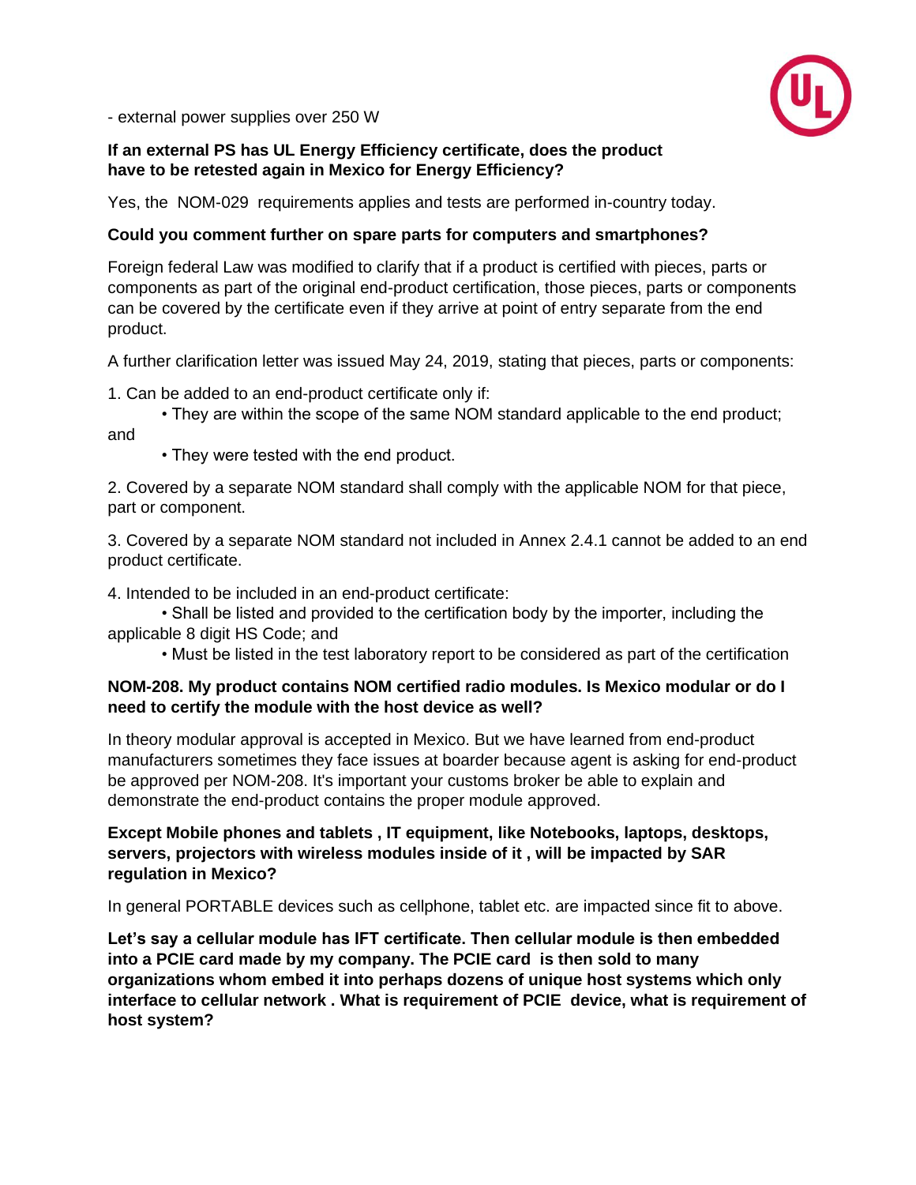- external power supplies over 250 W

**If an external PS has UL Energy Efficiency certificate, does the product have to be retested again in Mexico for Energy Efficiency?**

Yes, the NOM-029 requirements applies and tests are performed in-country today.

**Could you comment further on spare parts for computers and smartphones?**

Foreign federal Law was modified to clarify that if a product is certified with pieces, parts or components as part of the original end-product certification, those pieces, parts or components can be covered by the certificate even if they arrive at point of entry separate from the end product.

A further clarification letter was issued May 24, 2019, stating that pieces, parts or components:

1. Can be added to an end-product certificate only if:
   - They are within the scope of the same NOM standard applicable to the end product; and
   - They were tested with the end product.

2. Covered by a separate NOM standard shall comply with the applicable NOM for that piece, part or component.

3. Covered by a separate NOM standard not included in Annex 2.4.1 cannot be added to an end product certificate.

4. Intended to be included in an end-product certificate:
   - Shall be listed and provided to the certification body by the importer, including the applicable 8 digit HS Code; and
   - Must be listed in the test laboratory report to be considered as part of the certification

**NOM-208. My product contains NOM certified radio modules. Is Mexico modular or do I need to certify the module with the host device as well?**

In theory modular approval is accepted in Mexico. But we have learned from end-product manufacturers sometimes they face issues at boarder because agent is asking for end-product be approved per NOM-208. It's important your customs broker be able to explain and demonstrate the end-product contains the proper module approved.

**Except Mobile phones and tablets , IT equipment, like Notebooks, laptops, desktops, servers, projectors with wireless modules inside of it , will be impacted by SAR regulation in Mexico?**

In general PORTABLE devices such as cellphone, tablet etc. are impacted since fit to above.

**Let's say a cellular module has IFT certificate. Then cellular module is then embedded into a PCIE card made by my company. The PCIE card is then sold to many organizations whom embed it into perhaps dozens of unique host systems which only interface to cellular network . What is requirement of PCIE device, what is requirement of host system?**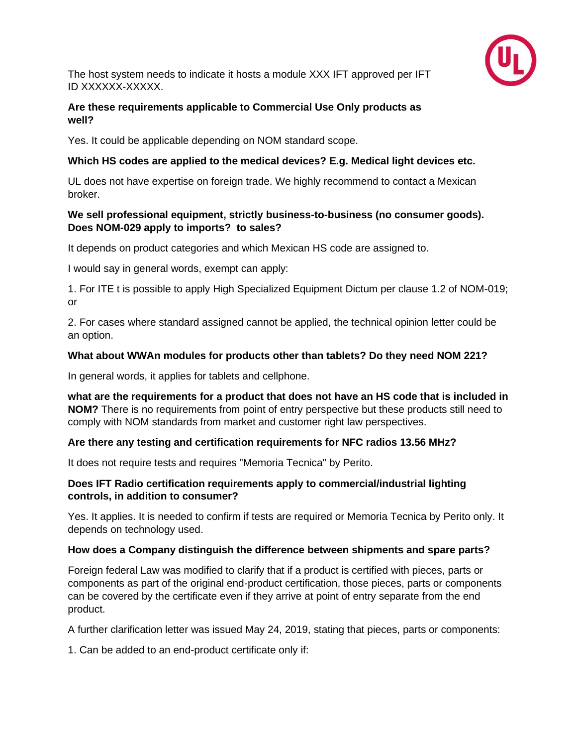The host system needs to indicate it hosts a module XXX IFT approved per IFT ID XXXXXX-XXXXX.

**Are these requirements applicable to Commercial Use Only products as well?**

Yes. It could be applicable depending on NOM standard scope.

**Which HS codes are applied to the medical devices? E.g. Medical light devices etc.**

UL does not have expertise on foreign trade. We highly recommend to contact a Mexican broker.

**We sell professional equipment, strictly business-to-business (no consumer goods). Does NOM-029 apply to imports? to sales?**

It depends on product categories and which Mexican HS code are assigned to.

I would say in general words, exempt can apply:

1. For ITE t is possible to apply High Specialized Equipment Dictum per clause 1.2 of NOM-019; or

2. For cases where standard assigned cannot be applied, the technical opinion letter could be an option.

**What about WWAn modules for products other than tablets? Do they need NOM 221?**

In general words, it applies for tablets and cellphone.

**what are the requirements for a product that does not have an HS code that is included in NOM?** There is no requirements from point of entry perspective but these products still need to comply with NOM standards from market and customer right law perspectives.

**Are there any testing and certification requirements for NFC radios 13.56 MHz?**

It does not require tests and requires "Memoria Tecnica" by Perito.

**Does IFT Radio certification requirements apply to commercial/industrial lighting controls, in addition to consumer?**

Yes. It applies. It is needed to confirm if tests are required or Memoria Tecnica by Perito only. It depends on technology used.

**How does a Company distinguish the difference between shipments and spare parts?**

Foreign federal Law was modified to clarify that if a product is certified with pieces, parts or components as part of the original end-product certification, those pieces, parts or components can be covered by the certificate even if they arrive at point of entry separate from the end product.

A further clarification letter was issued May 24, 2019, stating that pieces, parts or components:

1. Can be added to an end-product certificate only if: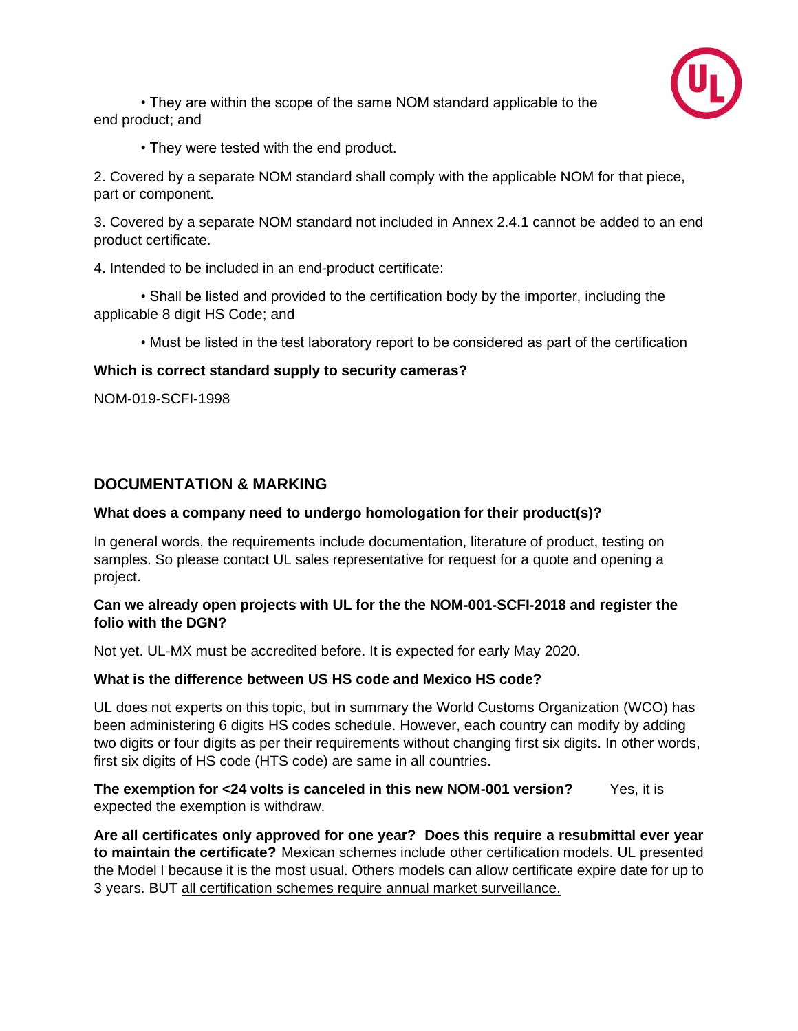- They are within the scope of the same NOM standard applicable to the end product; and
- They were tested with the end product.

2. Covered by a separate NOM standard shall comply with the applicable NOM for that piece, part or component.

3. Covered by a separate NOM standard not included in Annex 2.4.1 cannot be added to an end product certificate.

4. Intended to be included in an end-product certificate:

   - Shall be listed and provided to the certification body by the importer, including the applicable 8 digit HS Code; and
   - Must be listed in the test laboratory report to be considered as part of the certification

**Which is correct standard supply to security cameras?**

NOM-019-SCFI-1998

## DOCUMENTATION & MARKING

**What does a company need to undergo homologation for their product(s)?**

In general words, the requirements include documentation, literature of product, testing on samples. So please contact UL sales representative for request for a quote and opening a project.

**Can we already open projects with UL for the the NOM-001-SCFI-2018 and register the folio with the DGN?**

Not yet. UL-MX must be accredited before. It is expected for early May 2020.

**What is the difference between US HS code and Mexico HS code?**

UL does not experts on this topic, but in summary the World Customs Organization (WCO) has been administering 6 digits HS codes schedule. However, each country can modify by adding two digits or four digits as per their requirements without changing first six digits. In other words, first six digits of HS code (HTS code) are same in all countries.

**The exemption for <24 volts is canceled in this new NOM-001 version?** Yes, it is expected the exemption is withdraw.

**Are all certificates only approved for one year? Does this require a resubmittal ever year to maintain the certificate?** Mexican schemes include other certification models. UL presented the Model I because it is the most usual. Others models can allow certificate expire date for up to 3 years. BUT <u>all certification schemes require annual market surveillance.</u>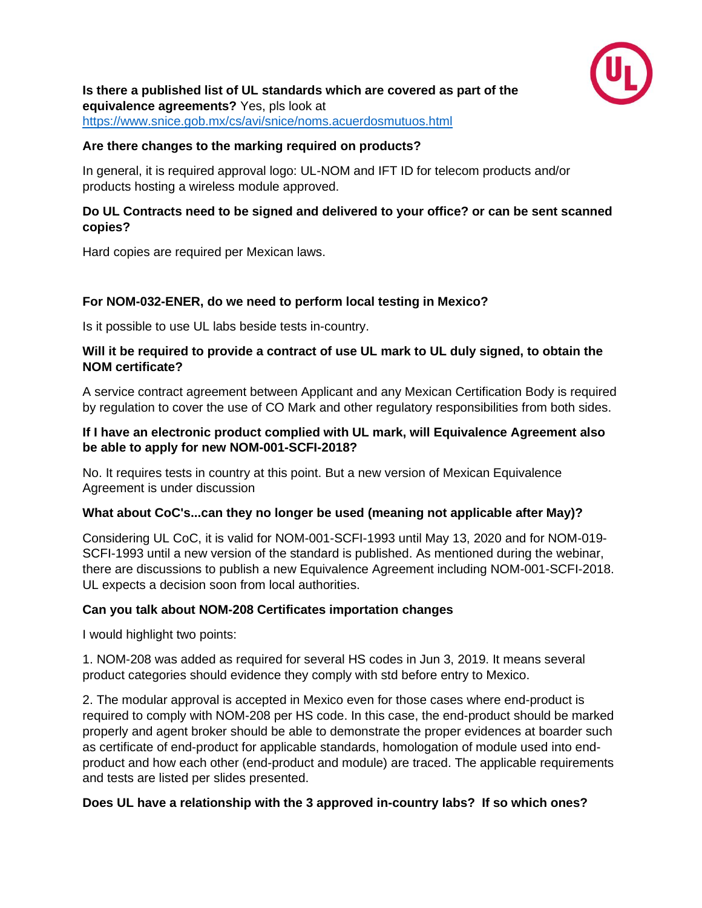**Is there a published list of UL standards which are covered as part of the equivalence agreements?** Yes, pls look at https://www.snice.gob.mx/cs/avi/snice/noms.acuerdosmutuos.html

**Are there changes to the marking required on products?**

In general, it is required approval logo: UL-NOM and IFT ID for telecom products and/or products hosting a wireless module approved.

**Do UL Contracts need to be signed and delivered to your office? or can be sent scanned copies?**

Hard copies are required per Mexican laws.

**For NOM-032-ENER, do we need to perform local testing in Mexico?**

Is it possible to use UL labs beside tests in-country.

**Will it be required to provide a contract of use UL mark to UL duly signed, to obtain the NOM certificate?**

A service contract agreement between Applicant and any Mexican Certification Body is required by regulation to cover the use of CO Mark and other regulatory responsibilities from both sides.

**If I have an electronic product complied with UL mark, will Equivalence Agreement also be able to apply for new NOM-001-SCFI-2018?**

No. It requires tests in country at this point. But a new version of Mexican Equivalence Agreement is under discussion

**What about CoC's...can they no longer be used (meaning not applicable after May)?**

Considering UL CoC, it is valid for NOM-001-SCFI-1993 until May 13, 2020 and for NOM-019-SCFI-1993 until a new version of the standard is published. As mentioned during the webinar, there are discussions to publish a new Equivalence Agreement including NOM-001-SCFI-2018. UL expects a decision soon from local authorities.

**Can you talk about NOM-208 Certificates importation changes**

I would highlight two points:

1. NOM-208 was added as required for several HS codes in Jun 3, 2019. It means several product categories should evidence they comply with std before entry to Mexico.

2. The modular approval is accepted in Mexico even for those cases where end-product is required to comply with NOM-208 per HS code. In this case, the end-product should be marked properly and agent broker should be able to demonstrate the proper evidences at boarder such as certificate of end-product for applicable standards, homologation of module used into end-product and how each other (end-product and module) are traced. The applicable requirements and tests are listed per slides presented.

**Does UL have a relationship with the 3 approved in-country labs? If so which ones?**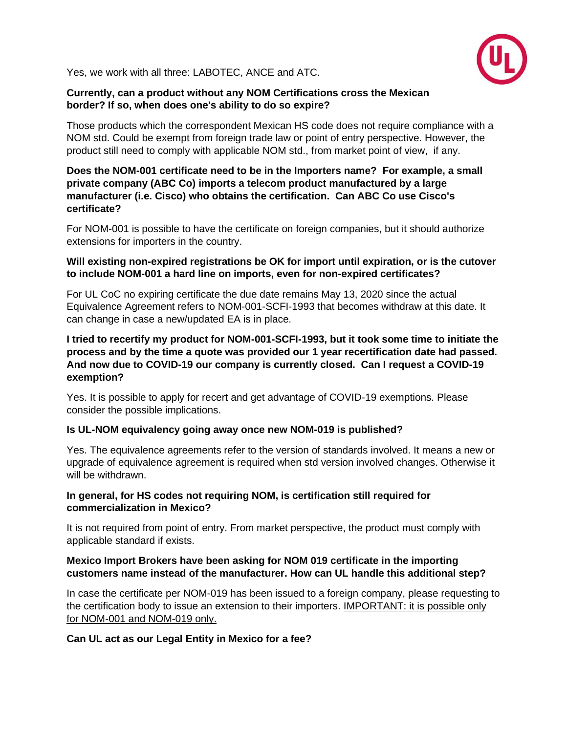Yes, we work with all three: LABOTEC, ANCE and ATC.

**Currently, can a product without any NOM Certifications cross the Mexican border? If so, when does one's ability to do so expire?**

Those products which the correspondent Mexican HS code does not require compliance with a NOM std. Could be exempt from foreign trade law or point of entry perspective. However, the product still need to comply with applicable NOM std., from market point of view, if any.

**Does the NOM-001 certificate need to be in the Importers name? For example, a small private company (ABC Co) imports a telecom product manufactured by a large manufacturer (i.e. Cisco) who obtains the certification. Can ABC Co use Cisco's certificate?**

For NOM-001 is possible to have the certificate on foreign companies, but it should authorize extensions for importers in the country.

**Will existing non-expired registrations be OK for import until expiration, or is the cutover to include NOM-001 a hard line on imports, even for non-expired certificates?**

For UL CoC no expiring certificate the due date remains May 13, 2020 since the actual Equivalence Agreement refers to NOM-001-SCFI-1993 that becomes withdraw at this date. It can change in case a new/updated EA is in place.

**I tried to recertify my product for NOM-001-SCFI-1993, but it took some time to initiate the process and by the time a quote was provided our 1 year recertification date had passed. And now due to COVID-19 our company is currently closed. Can I request a COVID-19 exemption?**

Yes. It is possible to apply for recert and get advantage of COVID-19 exemptions. Please consider the possible implications.

**Is UL-NOM equivalency going away once new NOM-019 is published?**

Yes. The equivalence agreements refer to the version of standards involved. It means a new or upgrade of equivalence agreement is required when std version involved changes. Otherwise it will be withdrawn.

**In general, for HS codes not requiring NOM, is certification still required for commercialization in Mexico?**

It is not required from point of entry. From market perspective, the product must comply with applicable standard if exists.

**Mexico Import Brokers have been asking for NOM 019 certificate in the importing customers name instead of the manufacturer. How can UL handle this additional step?**

In case the certificate per NOM-019 has been issued to a foreign company, please requesting to the certification body to issue an extension to their importers. IMPORTANT: it is possible only for NOM-001 and NOM-019 only.

**Can UL act as our Legal Entity in Mexico for a fee?**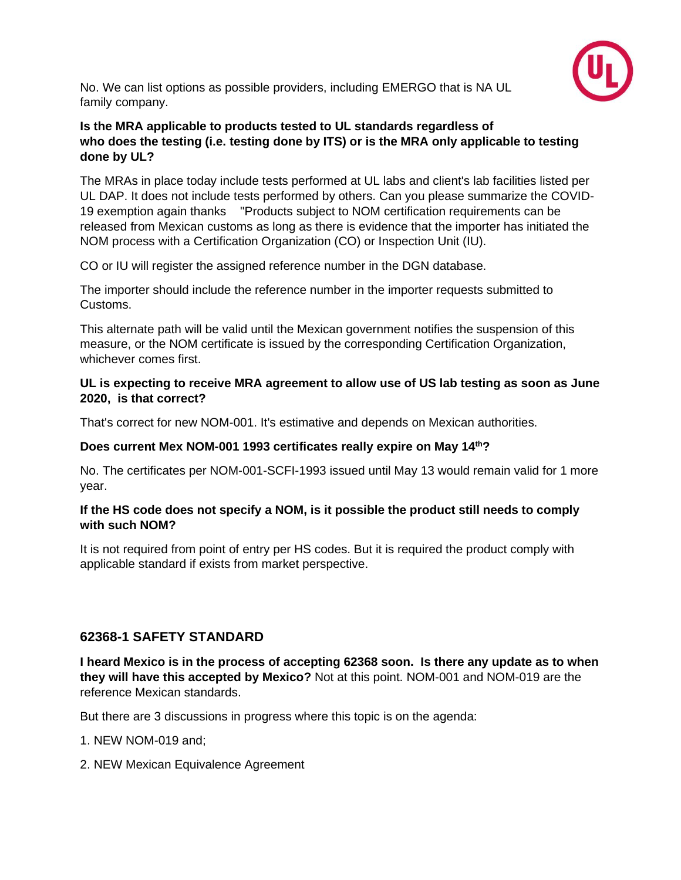No. We can list options as possible providers, including EMERGO that is NA UL family company.

**Is the MRA applicable to products tested to UL standards regardless of who does the testing (i.e. testing done by ITS) or is the MRA only applicable to testing done by UL?**

The MRAs in place today include tests performed at UL labs and client's lab facilities listed per UL DAP. It does not include tests performed by others. Can you please summarize the COVID-19 exemption again thanks "Products subject to NOM certification requirements can be released from Mexican customs as long as there is evidence that the importer has initiated the NOM process with a Certification Organization (CO) or Inspection Unit (IU).

CO or IU will register the assigned reference number in the DGN database.

The importer should include the reference number in the importer requests submitted to Customs.

This alternate path will be valid until the Mexican government notifies the suspension of this measure, or the NOM certificate is issued by the corresponding Certification Organization, whichever comes first.

**UL is expecting to receive MRA agreement to allow use of US lab testing as soon as June 2020, is that correct?**

That's correct for new NOM-001. It's estimative and depends on Mexican authorities.

**Does current Mex NOM-001 1993 certificates really expire on May 14th?**

No. The certificates per NOM-001-SCFI-1993 issued until May 13 would remain valid for 1 more year.

**If the HS code does not specify a NOM, is it possible the product still needs to comply with such NOM?**

It is not required from point of entry per HS codes. But it is required the product comply with applicable standard if exists from market perspective.

## 62368-1 SAFETY STANDARD

**I heard Mexico is in the process of accepting 62368 soon. Is there any update as to when they will have this accepted by Mexico?** Not at this point. NOM-001 and NOM-019 are the reference Mexican standards.

But there are 3 discussions in progress where this topic is on the agenda:

1. NEW NOM-019 and;
2. NEW Mexican Equivalence Agreement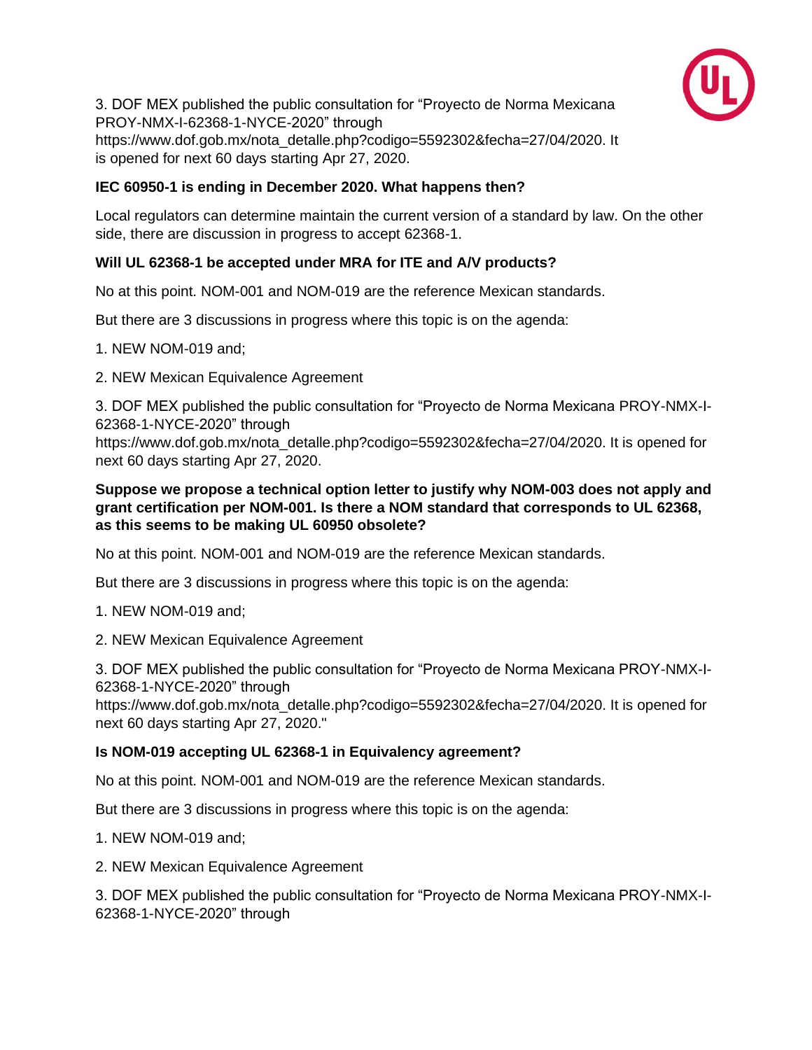3. DOF MEX published the public consultation for "Proyecto de Norma Mexicana PROY-NMX-I-62368-1-NYCE-2020" through https://www.dof.gob.mx/nota_detalle.php?codigo=5592302&fecha=27/04/2020. It is opened for next 60 days starting Apr 27, 2020.

**IEC 60950-1 is ending in December 2020. What happens then?**

Local regulators can determine maintain the current version of a standard by law. On the other side, there are discussion in progress to accept 62368-1.

**Will UL 62368-1 be accepted under MRA for ITE and A/V products?**

No at this point. NOM-001 and NOM-019 are the reference Mexican standards.

But there are 3 discussions in progress where this topic is on the agenda:

1. NEW NOM-019 and;

2. NEW Mexican Equivalence Agreement

3. DOF MEX published the public consultation for "Proyecto de Norma Mexicana PROY-NMX-I-62368-1-NYCE-2020" through https://www.dof.gob.mx/nota_detalle.php?codigo=5592302&fecha=27/04/2020. It is opened for next 60 days starting Apr 27, 2020.

**Suppose we propose a technical option letter to justify why NOM-003 does not apply and grant certification per NOM-001. Is there a NOM standard that corresponds to UL 62368, as this seems to be making UL 60950 obsolete?**

No at this point. NOM-001 and NOM-019 are the reference Mexican standards.

But there are 3 discussions in progress where this topic is on the agenda:

1. NEW NOM-019 and;

2. NEW Mexican Equivalence Agreement

3. DOF MEX published the public consultation for "Proyecto de Norma Mexicana PROY-NMX-I-62368-1-NYCE-2020" through https://www.dof.gob.mx/nota_detalle.php?codigo=5592302&fecha=27/04/2020. It is opened for next 60 days starting Apr 27, 2020."

**Is NOM-019 accepting UL 62368-1 in Equivalency agreement?**

No at this point. NOM-001 and NOM-019 are the reference Mexican standards.

But there are 3 discussions in progress where this topic is on the agenda:

1. NEW NOM-019 and;

2. NEW Mexican Equivalence Agreement

3. DOF MEX published the public consultation for "Proyecto de Norma Mexicana PROY-NMX-I-62368-1-NYCE-2020" through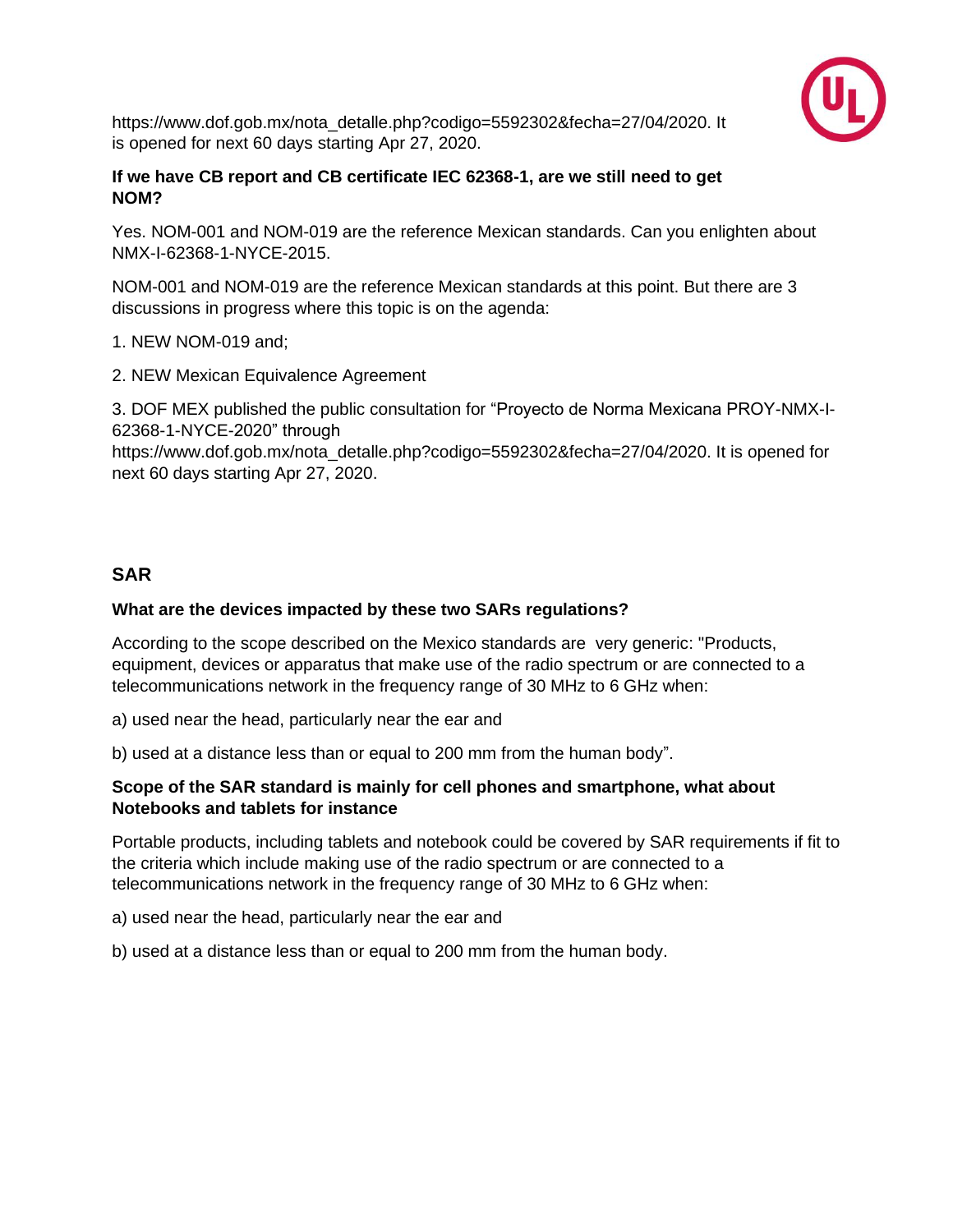https://www.dof.gob.mx/nota_detalle.php?codigo=5592302&fecha=27/04/2020. It is opened for next 60 days starting Apr 27, 2020.

**If we have CB report and CB certificate IEC 62368-1, are we still need to get NOM?**

Yes. NOM-001 and NOM-019 are the reference Mexican standards. Can you enlighten about NMX-I-62368-1-NYCE-2015.

NOM-001 and NOM-019 are the reference Mexican standards at this point. But there are 3 discussions in progress where this topic is on the agenda:

1. NEW NOM-019 and;

2. NEW Mexican Equivalence Agreement

3. DOF MEX published the public consultation for "Proyecto de Norma Mexicana PROY-NMX-I-62368-1-NYCE-2020" through https://www.dof.gob.mx/nota_detalle.php?codigo=5592302&fecha=27/04/2020. It is opened for next 60 days starting Apr 27, 2020.

## SAR

**What are the devices impacted by these two SARs regulations?**

According to the scope described on the Mexico standards are very generic: "Products, equipment, devices or apparatus that make use of the radio spectrum or are connected to a telecommunications network in the frequency range of 30 MHz to 6 GHz when:

a) used near the head, particularly near the ear and

b) used at a distance less than or equal to 200 mm from the human body".

**Scope of the SAR standard is mainly for cell phones and smartphone, what about Notebooks and tablets for instance**

Portable products, including tablets and notebook could be covered by SAR requirements if fit to the criteria which include making use of the radio spectrum or are connected to a telecommunications network in the frequency range of 30 MHz to 6 GHz when:

a) used near the head, particularly near the ear and

b) used at a distance less than or equal to 200 mm from the human body.